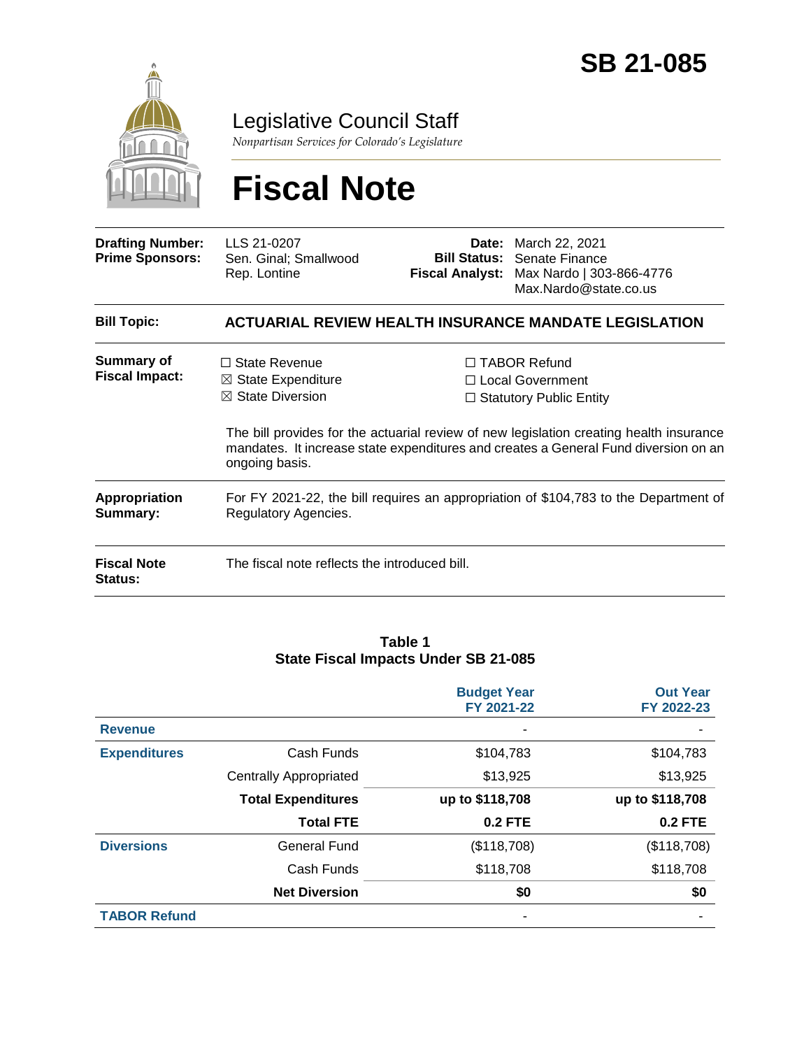# SB 21-085

## Legislative Council Staff

*Nonpartisan Services for Colorado's Legislature*

# Fiscal Note

| | | | |
|---|---|---|---|
| **Drafting Number:** | LLS 21-0207 | **Date:** | March 22, 2021 |
| **Prime Sponsors:** | Sen. Ginal; Smallwood<br>Rep. Lontine | **Bill Status:** | Senate Finance |
| | | **Fiscal Analyst:** | Max Nardo \| 303-866-4776<br>Max.Nardo@state.co.us |

| | |
|---|---|
| **Bill Topic:** | **ACTUARIAL REVIEW HEALTH INSURANCE MANDATE LEGISLATION** |
| **Summary of Fiscal Impact:** | ☐ State Revenue<br>☒ State Expenditure<br>☒ State Diversion<br>☐ TABOR Refund<br>☐ Local Government<br>☐ Statutory Public Entity<br><br>The bill provides for the actuarial review of new legislation creating health insurance mandates. It increase state expenditures and creates a General Fund diversion on an ongoing basis. |
| **Appropriation Summary:** | For FY 2021-22, the bill requires an appropriation of $104,783 to the Department of Regulatory Agencies. |
| **Fiscal Note Status:** | The fiscal note reflects the introduced bill. |

**Table 1**
**State Fiscal Impacts Under SB 21-085**

| | | Budget Year FY 2021-22 | Out Year FY 2022-23 |
|---|---|---|---|
| **Revenue** | | - | - |
| **Expenditures** | Cash Funds | $104,783 | $104,783 |
| | Centrally Appropriated | $13,925 | $13,925 |
| | **Total Expenditures** | **up to $118,708** | **up to $118,708** |
| | **Total FTE** | **0.2 FTE** | **0.2 FTE** |
| **Diversions** | General Fund | ($118,708) | ($118,708) |
| | Cash Funds | $118,708 | $118,708 |
| | **Net Diversion** | **$0** | **$0** |
| **TABOR Refund** | | - | - |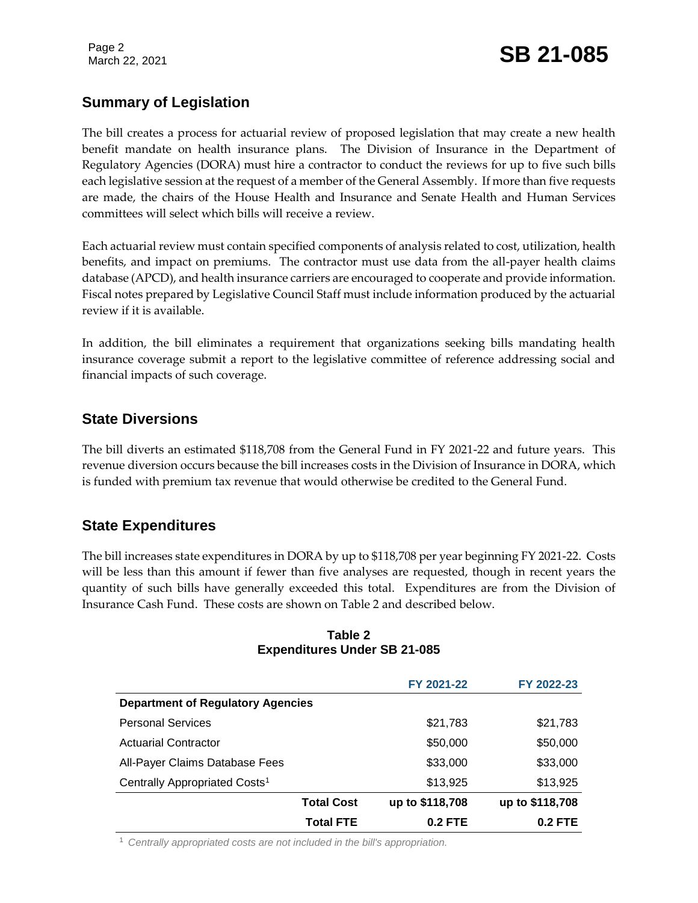## Summary of Legislation

The bill creates a process for actuarial review of proposed legislation that may create a new health benefit mandate on health insurance plans. The Division of Insurance in the Department of Regulatory Agencies (DORA) must hire a contractor to conduct the reviews for up to five such bills each legislative session at the request of a member of the General Assembly. If more than five requests are made, the chairs of the House Health and Insurance and Senate Health and Human Services committees will select which bills will receive a review.

Each actuarial review must contain specified components of analysis related to cost, utilization, health benefits, and impact on premiums. The contractor must use data from the all-payer health claims database (APCD), and health insurance carriers are encouraged to cooperate and provide information. Fiscal notes prepared by Legislative Council Staff must include information produced by the actuarial review if it is available.

In addition, the bill eliminates a requirement that organizations seeking bills mandating health insurance coverage submit a report to the legislative committee of reference addressing social and financial impacts of such coverage.

## State Diversions

The bill diverts an estimated $118,708 from the General Fund in FY 2021-22 and future years. This revenue diversion occurs because the bill increases costs in the Division of Insurance in DORA, which is funded with premium tax revenue that would otherwise be credited to the General Fund.

## State Expenditures

The bill increases state expenditures in DORA by up to $118,708 per year beginning FY 2021-22. Costs will be less than this amount if fewer than five analyses are requested, though in recent years the quantity of such bills have generally exceeded this total. Expenditures are from the Division of Insurance Cash Fund. These costs are shown on Table 2 and described below.

**Table 2**
**Expenditures Under SB 21-085**

| | FY 2021-22 | FY 2022-23 |
|---|---|---|
| **Department of Regulatory Agencies** | | |
| Personal Services | $21,783 | $21,783 |
| Actuarial Contractor | $50,000 | $50,000 |
| All-Payer Claims Database Fees | $33,000 | $33,000 |
| Centrally Appropriated Costs[1] | $13,925 | $13,925 |
| **Total Cost** | **up to $118,708** | **up to $118,708** |
| **Total FTE** | **0.2 FTE** | **0.2 FTE** |

[1] *Centrally appropriated costs are not included in the bill's appropriation.*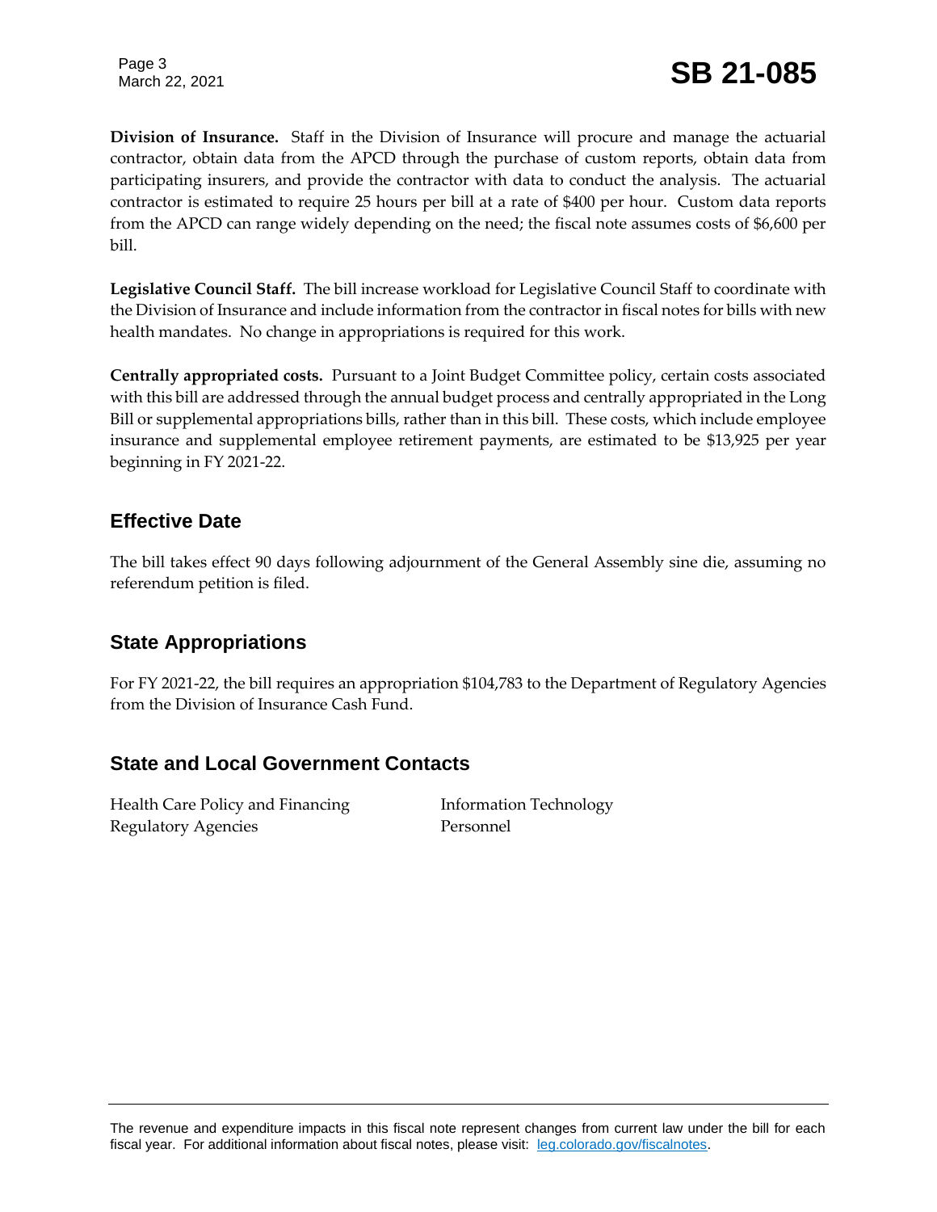**Division of Insurance.** Staff in the Division of Insurance will procure and manage the actuarial contractor, obtain data from the APCD through the purchase of custom reports, obtain data from participating insurers, and provide the contractor with data to conduct the analysis. The actuarial contractor is estimated to require 25 hours per bill at a rate of $400 per hour. Custom data reports from the APCD can range widely depending on the need; the fiscal note assumes costs of $6,600 per bill.

**Legislative Council Staff.** The bill increase workload for Legislative Council Staff to coordinate with the Division of Insurance and include information from the contractor in fiscal notes for bills with new health mandates. No change in appropriations is required for this work.

**Centrally appropriated costs.** Pursuant to a Joint Budget Committee policy, certain costs associated with this bill are addressed through the annual budget process and centrally appropriated in the Long Bill or supplemental appropriations bills, rather than in this bill. These costs, which include employee insurance and supplemental employee retirement payments, are estimated to be $13,925 per year beginning in FY 2021-22.

## Effective Date

The bill takes effect 90 days following adjournment of the General Assembly sine die, assuming no referendum petition is filed.

## State Appropriations

For FY 2021-22, the bill requires an appropriation $104,783 to the Department of Regulatory Agencies from the Division of Insurance Cash Fund.

## State and Local Government Contacts

Health Care Policy and Financing
Information Technology
Regulatory Agencies
Personnel

The revenue and expenditure impacts in this fiscal note represent changes from current law under the bill for each fiscal year. For additional information about fiscal notes, please visit: leg.colorado.gov/fiscalnotes.